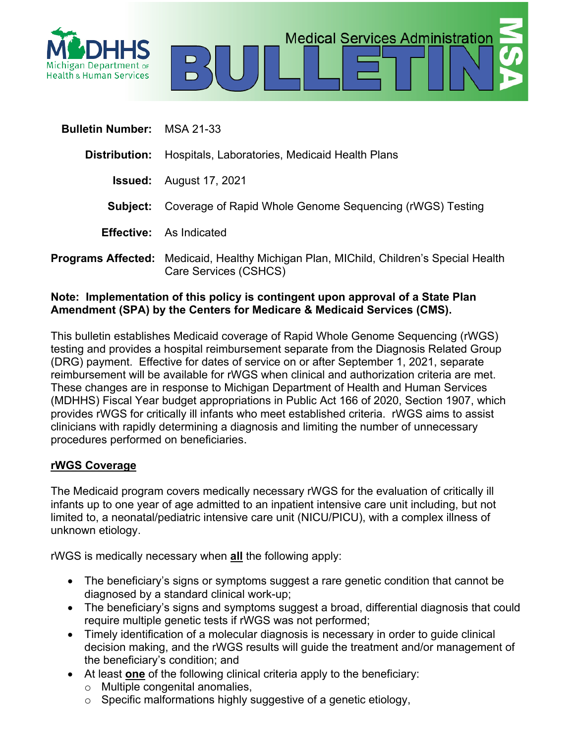**MDHHS** Michigan Department of Health & Human Services

# Medical Services Administration BULLETIN MSA

**Bulletin Number:** MSA 21-33

**Distribution:** Hospitals, Laboratories, Medicaid Health Plans

**Issued:** August 17, 2021

**Subject:** Coverage of Rapid Whole Genome Sequencing (rWGS) Testing

**Effective:** As Indicated

**Programs Affected:** Medicaid, Healthy Michigan Plan, MIChild, Children's Special Health Care Services (CSHCS)

**Note: Implementation of this policy is contingent upon approval of a State Plan Amendment (SPA) by the Centers for Medicare & Medicaid Services (CMS).**

This bulletin establishes Medicaid coverage of Rapid Whole Genome Sequencing (rWGS) testing and provides a hospital reimbursement separate from the Diagnosis Related Group (DRG) payment. Effective for dates of service on or after September 1, 2021, separate reimbursement will be available for rWGS when clinical and authorization criteria are met. These changes are in response to Michigan Department of Health and Human Services (MDHHS) Fiscal Year budget appropriations in Public Act 166 of 2020, Section 1907, which provides rWGS for critically ill infants who meet established criteria. rWGS aims to assist clinicians with rapidly determining a diagnosis and limiting the number of unnecessary procedures performed on beneficiaries.

## rWGS Coverage

The Medicaid program covers medically necessary rWGS for the evaluation of critically ill infants up to one year of age admitted to an inpatient intensive care unit including, but not limited to, a neonatal/pediatric intensive care unit (NICU/PICU), with a complex illness of unknown etiology.

rWGS is medically necessary when **all** the following apply:

- The beneficiary's signs or symptoms suggest a rare genetic condition that cannot be diagnosed by a standard clinical work-up;
- The beneficiary's signs and symptoms suggest a broad, differential diagnosis that could require multiple genetic tests if rWGS was not performed;
- Timely identification of a molecular diagnosis is necessary in order to guide clinical decision making, and the rWGS results will guide the treatment and/or management of the beneficiary's condition; and
- At least **one** of the following clinical criteria apply to the beneficiary:
  - Multiple congenital anomalies,
  - Specific malformations highly suggestive of a genetic etiology,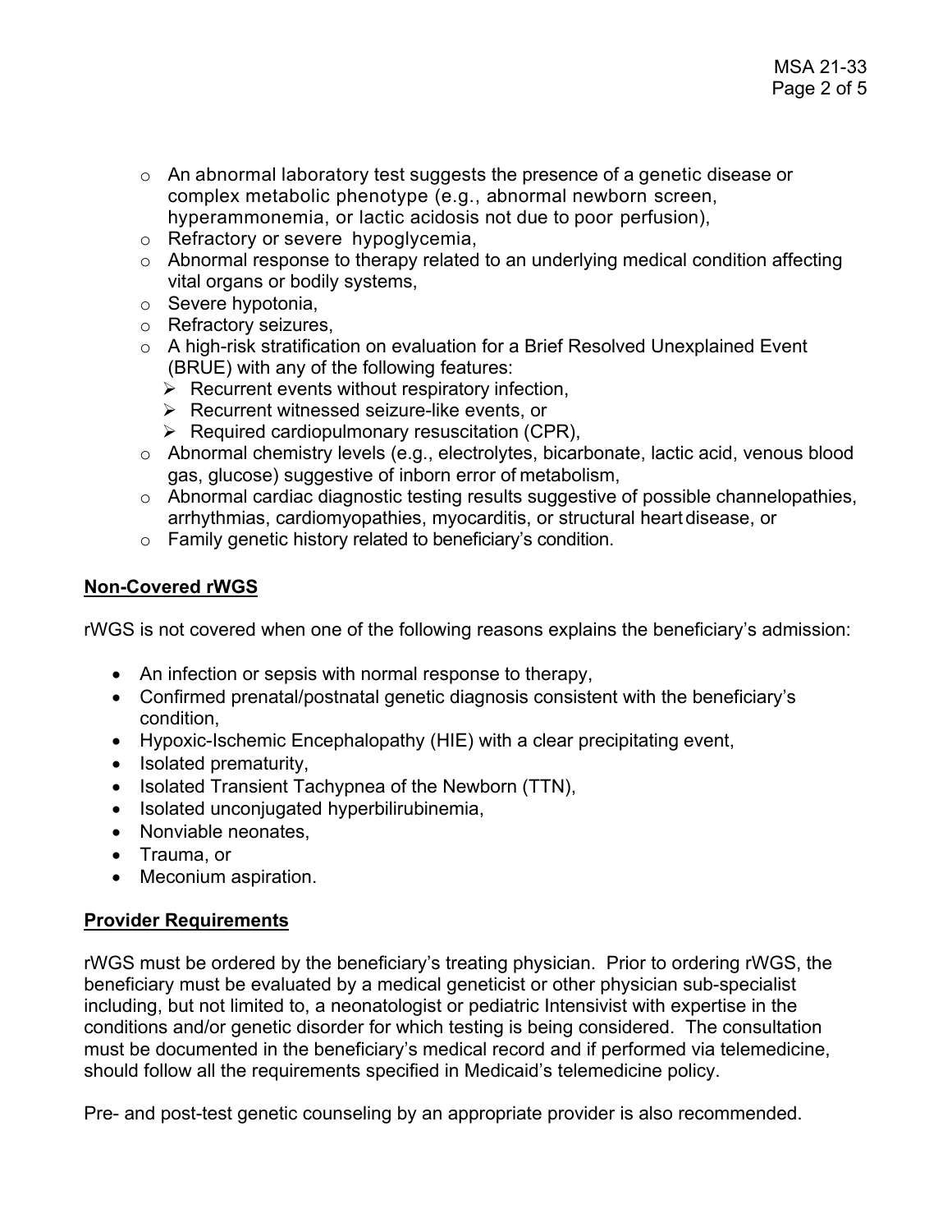- An abnormal laboratory test suggests the presence of a genetic disease or complex metabolic phenotype (e.g., abnormal newborn screen, hyperammonemia, or lactic acidosis not due to poor perfusion),
- Refractory or severe hypoglycemia,
- Abnormal response to therapy related to an underlying medical condition affecting vital organs or bodily systems,
- Severe hypotonia,
- Refractory seizures,
- A high-risk stratification on evaluation for a Brief Resolved Unexplained Event (BRUE) with any of the following features:
  - Recurrent events without respiratory infection,
  - Recurrent witnessed seizure-like events, or
  - Required cardiopulmonary resuscitation (CPR),
- Abnormal chemistry levels (e.g., electrolytes, bicarbonate, lactic acid, venous blood gas, glucose) suggestive of inborn error of metabolism,
- Abnormal cardiac diagnostic testing results suggestive of possible channelopathies, arrhythmias, cardiomyopathies, myocarditis, or structural heart disease, or
- Family genetic history related to beneficiary's condition.

## Non-Covered rWGS

rWGS is not covered when one of the following reasons explains the beneficiary's admission:

- An infection or sepsis with normal response to therapy,
- Confirmed prenatal/postnatal genetic diagnosis consistent with the beneficiary's condition,
- Hypoxic-Ischemic Encephalopathy (HIE) with a clear precipitating event,
- Isolated prematurity,
- Isolated Transient Tachypnea of the Newborn (TTN),
- Isolated unconjugated hyperbilirubinemia,
- Nonviable neonates,
- Trauma, or
- Meconium aspiration.

## Provider Requirements

rWGS must be ordered by the beneficiary's treating physician. Prior to ordering rWGS, the beneficiary must be evaluated by a medical geneticist or other physician sub-specialist including, but not limited to, a neonatologist or pediatric Intensivist with expertise in the conditions and/or genetic disorder for which testing is being considered. The consultation must be documented in the beneficiary's medical record and if performed via telemedicine, should follow all the requirements specified in Medicaid's telemedicine policy.

Pre- and post-test genetic counseling by an appropriate provider is also recommended.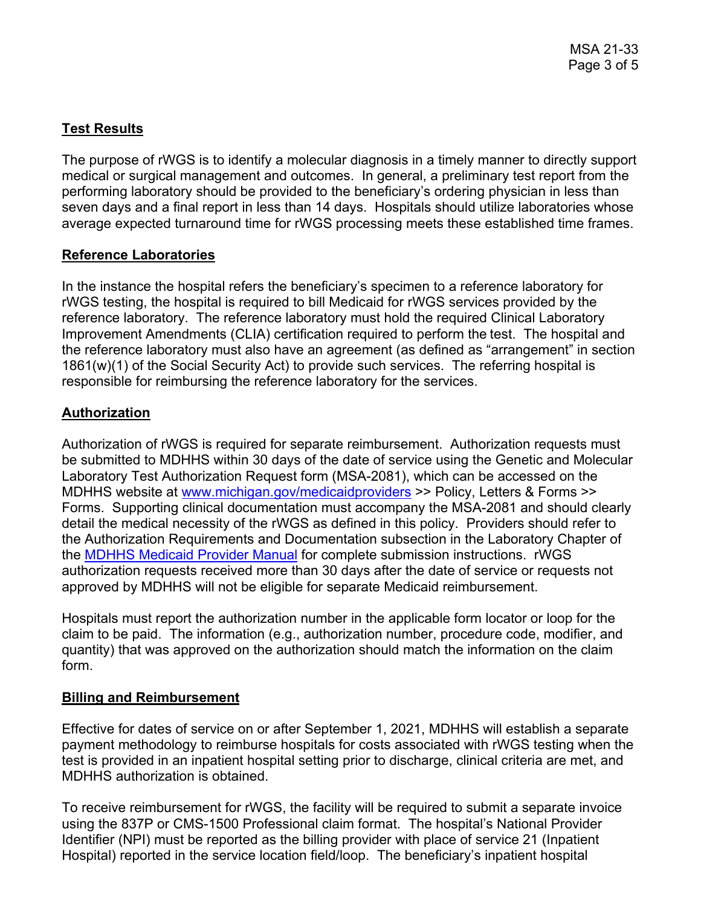## Test Results

The purpose of rWGS is to identify a molecular diagnosis in a timely manner to directly support medical or surgical management and outcomes. In general, a preliminary test report from the performing laboratory should be provided to the beneficiary's ordering physician in less than seven days and a final report in less than 14 days. Hospitals should utilize laboratories whose average expected turnaround time for rWGS processing meets these established time frames.

## Reference Laboratories

In the instance the hospital refers the beneficiary's specimen to a reference laboratory for rWGS testing, the hospital is required to bill Medicaid for rWGS services provided by the reference laboratory. The reference laboratory must hold the required Clinical Laboratory Improvement Amendments (CLIA) certification required to perform the test. The hospital and the reference laboratory must also have an agreement (as defined as "arrangement" in section 1861(w)(1) of the Social Security Act) to provide such services. The referring hospital is responsible for reimbursing the reference laboratory for the services.

## Authorization

Authorization of rWGS is required for separate reimbursement. Authorization requests must be submitted to MDHHS within 30 days of the date of service using the Genetic and Molecular Laboratory Test Authorization Request form (MSA-2081), which can be accessed on the MDHHS website at [www.michigan.gov/medicaidproviders](http://www.michigan.gov/medicaidproviders) >> Policy, Letters & Forms >> Forms. Supporting clinical documentation must accompany the MSA-2081 and should clearly detail the medical necessity of the rWGS as defined in this policy. Providers should refer to the Authorization Requirements and Documentation subsection in the Laboratory Chapter of the MDHHS Medicaid Provider Manual for complete submission instructions. rWGS authorization requests received more than 30 days after the date of service or requests not approved by MDHHS will not be eligible for separate Medicaid reimbursement.

Hospitals must report the authorization number in the applicable form locator or loop for the claim to be paid. The information (e.g., authorization number, procedure code, modifier, and quantity) that was approved on the authorization should match the information on the claim form.

## Billing and Reimbursement

Effective for dates of service on or after September 1, 2021, MDHHS will establish a separate payment methodology to reimburse hospitals for costs associated with rWGS testing when the test is provided in an inpatient hospital setting prior to discharge, clinical criteria are met, and MDHHS authorization is obtained.

To receive reimbursement for rWGS, the facility will be required to submit a separate invoice using the 837P or CMS-1500 Professional claim format. The hospital's National Provider Identifier (NPI) must be reported as the billing provider with place of service 21 (Inpatient Hospital) reported in the service location field/loop. The beneficiary's inpatient hospital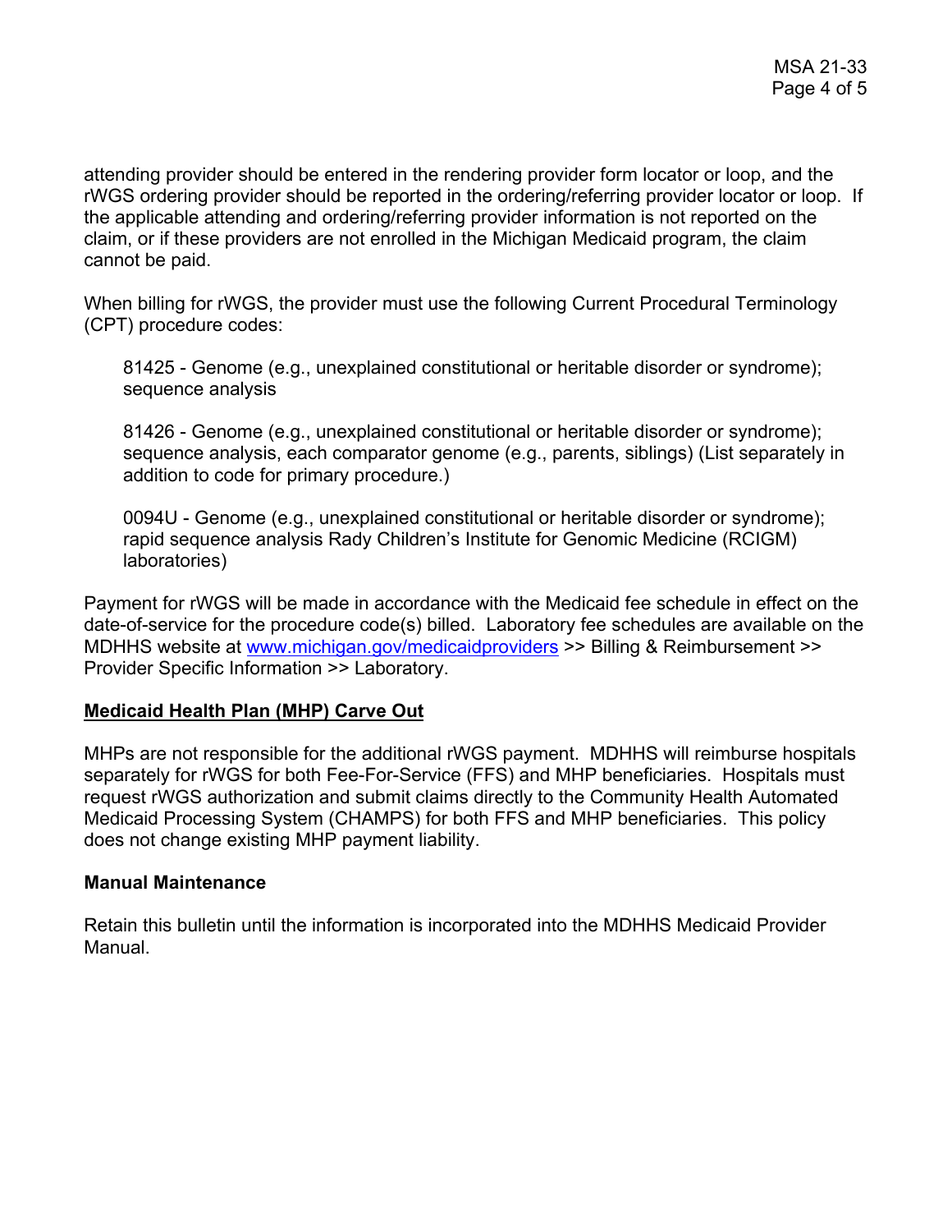attending provider should be entered in the rendering provider form locator or loop, and the rWGS ordering provider should be reported in the ordering/referring provider locator or loop. If the applicable attending and ordering/referring provider information is not reported on the claim, or if these providers are not enrolled in the Michigan Medicaid program, the claim cannot be paid.

When billing for rWGS, the provider must use the following Current Procedural Terminology (CPT) procedure codes:

> 81425 - Genome (e.g., unexplained constitutional or heritable disorder or syndrome); sequence analysis
>
> 81426 - Genome (e.g., unexplained constitutional or heritable disorder or syndrome); sequence analysis, each comparator genome (e.g., parents, siblings) (List separately in addition to code for primary procedure.)
>
> 0094U - Genome (e.g., unexplained constitutional or heritable disorder or syndrome); rapid sequence analysis Rady Children's Institute for Genomic Medicine (RCIGM) laboratories)

Payment for rWGS will be made in accordance with the Medicaid fee schedule in effect on the date-of-service for the procedure code(s) billed. Laboratory fee schedules are available on the MDHHS website at [www.michigan.gov/medicaidproviders](http://www.michigan.gov/medicaidproviders) >> Billing & Reimbursement >> Provider Specific Information >> Laboratory.

## Medicaid Health Plan (MHP) Carve Out

MHPs are not responsible for the additional rWGS payment. MDHHS will reimburse hospitals separately for rWGS for both Fee-For-Service (FFS) and MHP beneficiaries. Hospitals must request rWGS authorization and submit claims directly to the Community Health Automated Medicaid Processing System (CHAMPS) for both FFS and MHP beneficiaries. This policy does not change existing MHP payment liability.

## Manual Maintenance

Retain this bulletin until the information is incorporated into the MDHHS Medicaid Provider Manual.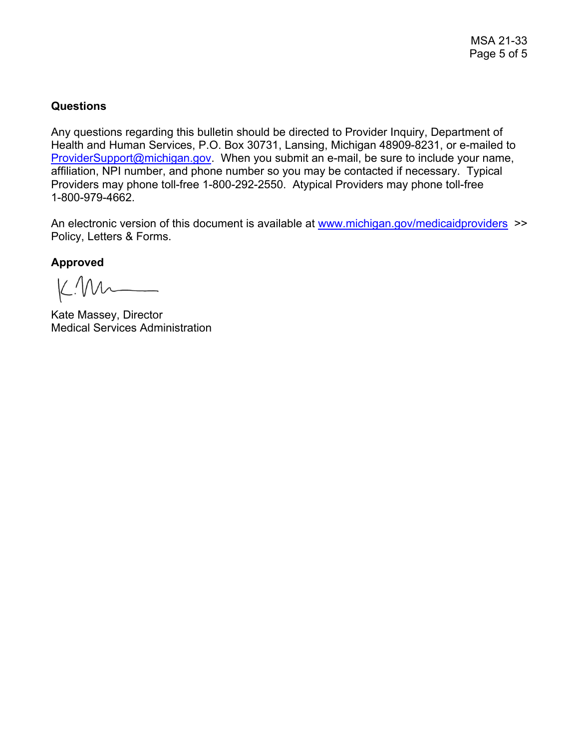## Questions

Any questions regarding this bulletin should be directed to Provider Inquiry, Department of Health and Human Services, P.O. Box 30731, Lansing, Michigan 48909-8231, or e-mailed to ProviderSupport@michigan.gov. When you submit an e-mail, be sure to include your name, affiliation, NPI number, and phone number so you may be contacted if necessary. Typical Providers may phone toll-free 1-800-292-2550. Atypical Providers may phone toll-free 1-800-979-4662.

An electronic version of this document is available at www.michigan.gov/medicaidproviders >> Policy, Letters & Forms.

**Approved**

Kate Massey, Director
Medical Services Administration